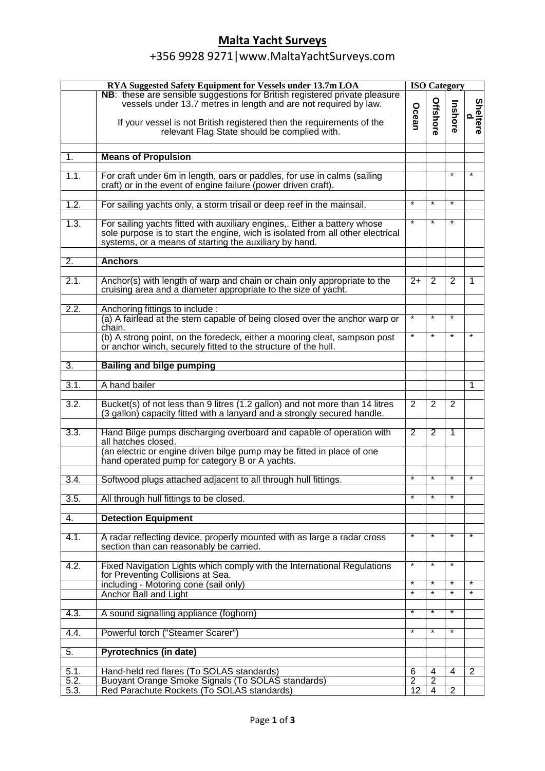**Malta Yacht Surveys**

+356 9928 9271|www.MaltaYachtSurveys.com

| RYA Suggested Safety Equipment for Vessels under 13.7m LOA | | ISO Category | | | |
|---|---|---|---|---|---|
| | **NB**: these are sensible suggestions for British registered private pleasure vessels under 13.7 metres in length and are not required by law. If your vessel is not British registered then the requirements of the relevant Flag State should be complied with. | Ocean | Offshore | Inshore | Sheltered |
| 1. | **Means of Propulsion** | | | | |
| 1.1. | For craft under 6m in length, oars or paddles, for use in calms (sailing craft) or in the event of engine failure (power driven craft). | | | * | * |
| 1.2. | For sailing yachts only, a storm trisail or deep reef in the mainsail. | * | * | * | |
| 1.3. | For sailing yachts fitted with auxiliary engines,. Either a battery whose sole purpose is to start the engine, wich is isolated from all other electrical systems, or a means of starting the auxiliary by hand. | * | * | * | |
| 2. | **Anchors** | | | | |
| 2.1. | Anchor(s) with length of warp and chain or chain only appropriate to the cruising area and a diameter appropriate to the size of yacht. | 2+ | 2 | 2 | 1 |
| 2.2. | Anchoring fittings to include : | | | | |
| | (a) A fairlead at the stem capable of being closed over the anchor warp or chain. | * | * | * | |
| | (b) A strong point, on the foredeck, either a mooring cleat, sampson post or anchor winch, securely fitted to the structure of the hull. | * | * | * | * |
| 3. | **Bailing and bilge pumping** | | | | |
| 3.1. | A hand bailer | | | | 1 |
| 3.2. | Bucket(s) of not less than 9 litres (1.2 gallon) and not more than 14 litres (3 gallon) capacity fitted with a lanyard and a strongly secured handle. | 2 | 2 | 2 | |
| 3.3. | Hand Bilge pumps discharging overboard and capable of operation with all hatches closed. | 2 | 2 | 1 | |
| | (an electric or engine driven bilge pump may be fitted in place of one hand operated pump for category B or A yachts. | | | | |
| 3.4. | Softwood plugs attached adjacent to all through hull fittings. | * | * | * | * |
| 3.5. | All through hull fittings to be closed. | * | * | * | |
| 4. | **Detection Equipment** | | | | |
| 4.1. | A radar reflecting device, properly mounted with as large a radar cross section than can reasonably be carried. | * | * | * | * |
| 4.2. | Fixed Navigation Lights which comply with the International Regulations for Preventing Collisions at Sea. | * | * | * | |
| | including - Motoring cone (sail only) | * | * | * | * |
| | Anchor Ball and Light | * | * | * | * |
| 4.3. | A sound signalling appliance (foghorn) | * | * | * | |
| 4.4. | Powerful torch ("Steamer Scarer") | * | * | * | |
| 5. | **Pyrotechnics (in date)** | | | | |
| 5.1. | Hand-held red flares (To SOLAS standards) | 6 | 4 | 4 | 2 |
| 5.2. | Buoyant Orange Smoke Signals (To SOLAS standards) | 2 | 2 | | |
| 5.3. | Red Parachute Rockets (To SOLAS standards) | 12 | 4 | 2 | |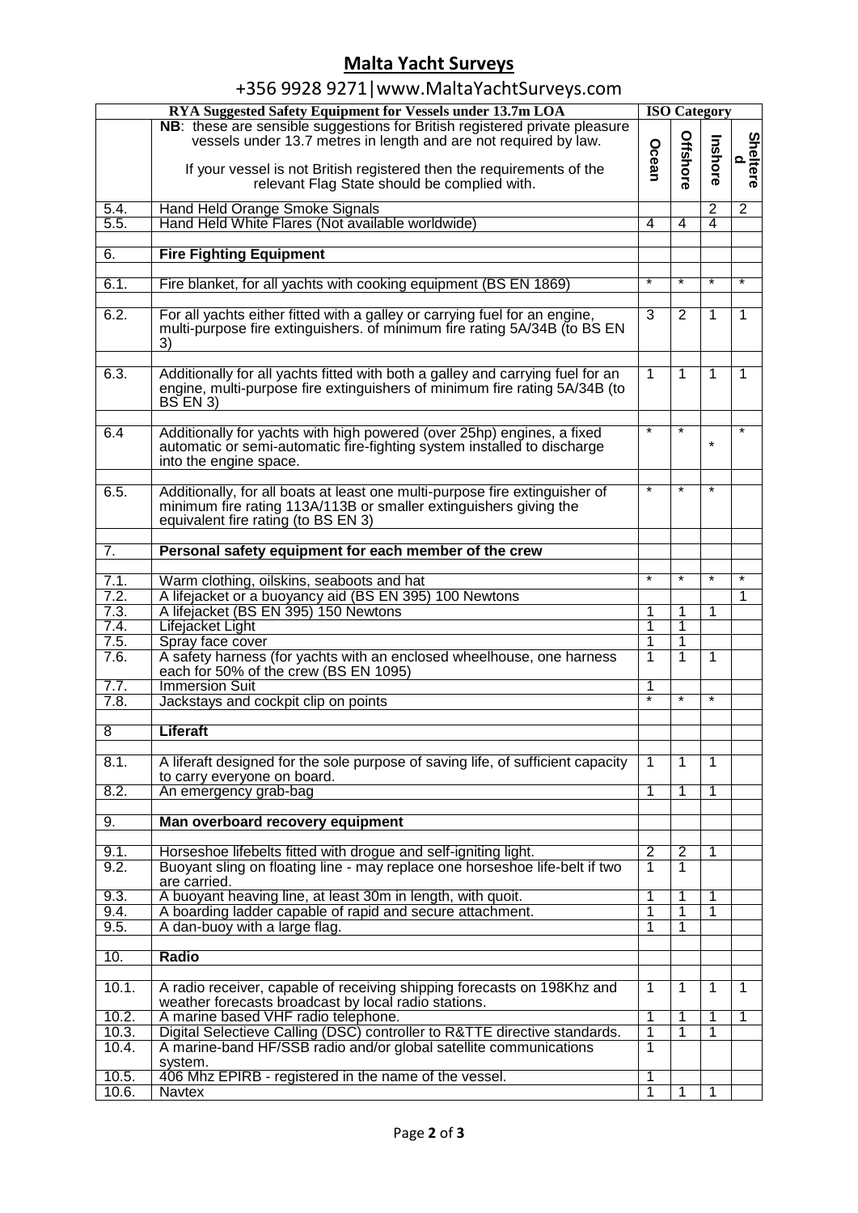## Malta Yacht Surveys

+356 9928 9271|www.MaltaYachtSurveys.com

| RYA Suggested Safety Equipment for Vessels under 13.7m LOA | | ISO Category | | | |
|---|---|---|---|---|---|
| | **NB**: these are sensible suggestions for British registered private pleasure vessels under 13.7 metres in length and are not required by law. If your vessel is not British registered then the requirements of the relevant Flag State should be complied with. | Ocean | Offshore | Inshore | Sheltered |
| 5.4. | Hand Held Orange Smoke Signals | | | 2 | 2 |
| 5.5. | Hand Held White Flares (Not available worldwide) | 4 | 4 | 4 | |
| 6. | **Fire Fighting Equipment** | | | | |
| 6.1. | Fire blanket, for all yachts with cooking equipment (BS EN 1869) | * | * | * | * |
| 6.2. | For all yachts either fitted with a galley or carrying fuel for an engine, multi-purpose fire extinguishers. of minimum fire rating 5A/34B (to BS EN 3) | 3 | 2 | 1 | 1 |
| 6.3. | Additionally for all yachts fitted with both a galley and carrying fuel for an engine, multi-purpose fire extinguishers of minimum fire rating 5A/34B (to BS EN 3) | 1 | 1 | 1 | 1 |
| 6.4 | Additionally for yachts with high powered (over 25hp) engines, a fixed automatic or semi-automatic fire-fighting system installed to discharge into the engine space. | * | * | * | * |
| 6.5. | Additionally, for all boats at least one multi-purpose fire extinguisher of minimum fire rating 113A/113B or smaller extinguishers giving the equivalent fire rating (to BS EN 3) | * | * | * | |
| 7. | **Personal safety equipment for each member of the crew** | | | | |
| 7.1. | Warm clothing, oilskins, seaboots and hat | * | * | * | * |
| 7.2. | A lifejacket or a buoyancy aid (BS EN 395) 100 Newtons | | | | 1 |
| 7.3. | A lifejacket (BS EN 395) 150 Newtons | 1 | 1 | 1 | |
| 7.4. | Lifejacket Light | 1 | 1 | | |
| 7.5. | Spray face cover | 1 | 1 | | |
| 7.6. | A safety harness (for yachts with an enclosed wheelhouse, one harness each for 50% of the crew (BS EN 1095) | 1 | 1 | 1 | |
| 7.7. | Immersion Suit | 1 | | | |
| 7.8. | Jackstays and cockpit clip on points | * | * | * | |
| 8 | **Liferaft** | | | | |
| 8.1. | A liferaft designed for the sole purpose of saving life, of sufficient capacity to carry everyone on board. | 1 | 1 | 1 | |
| 8.2. | An emergency grab-bag | 1 | 1 | 1 | |
| 9. | **Man overboard recovery equipment** | | | | |
| 9.1. | Horseshoe lifebelts fitted with drogue and self-igniting light. | 2 | 2 | 1 | |
| 9.2. | Buoyant sling on floating line - may replace one horseshoe life-belt if two are carried. | 1 | 1 | | |
| 9.3. | A buoyant heaving line, at least 30m in length, with quoit. | 1 | 1 | 1 | |
| 9.4. | A boarding ladder capable of rapid and secure attachment. | 1 | 1 | 1 | |
| 9.5. | A dan-buoy with a large flag. | 1 | 1 | | |
| 10. | **Radio** | | | | |
| 10.1. | A radio receiver, capable of receiving shipping forecasts on 198Khz and weather forecasts broadcast by local radio stations. | 1 | 1 | 1 | 1 |
| 10.2. | A marine based VHF radio telephone. | 1 | 1 | 1 | 1 |
| 10.3. | Digital Selectieve Calling (DSC) controller to R&TTE directive standards. | 1 | 1 | 1 | |
| 10.4. | A marine-band HF/SSB radio and/or global satellite communications system. | 1 | | | |
| 10.5. | 406 Mhz EPIRB - registered in the name of the vessel. | 1 | | | |
| 10.6. | Navtex | 1 | 1 | 1 | |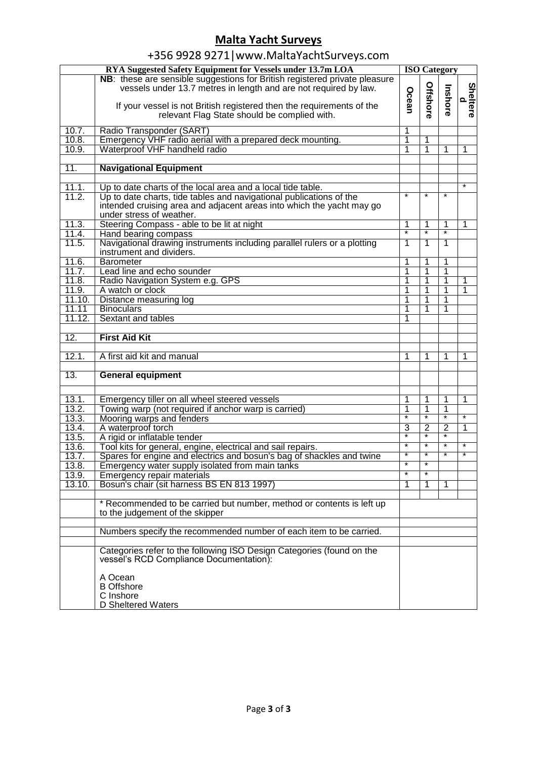# Malta Yacht Surveys

+356 9928 9271|www.MaltaYachtSurveys.com

| RYA Suggested Safety Equipment for Vessels under 13.7m LOA | | ISO Category | | | |
|---|---|---|---|---|---|
| | **NB**: these are sensible suggestions for British registered private pleasure vessels under 13.7 metres in length and are not required by law. If your vessel is not British registered then the requirements of the relevant Flag State should be complied with. | Ocean | Offshore | Inshore | Sheltered |
| 10.7. | Radio Transponder (SART) | 1 | | | |
| 10.8. | Emergency VHF radio aerial with a prepared deck mounting. | 1 | 1 | | |
| 10.9. | Waterproof VHF handheld radio | 1 | 1 | 1 | 1 |
| | | | | | |
| 11. | **Navigational Equipment** | | | | |
| | | | | | |
| 11.1. | Up to date charts of the local area and a local tide table. | | | | * |
| 11.2. | Up to date charts, tide tables and navigational publications of the intended cruising area and adjacent areas into which the yacht may go under stress of weather. | * | * | * | |
| 11.3. | Steering Compass - able to be lit at night | 1 | 1 | 1 | 1 |
| 11.4. | Hand bearing compass | * | * | * | |
| 11.5. | Navigational drawing instruments including parallel rulers or a plotting instrument and dividers. | 1 | 1 | 1 | |
| 11.6. | Barometer | 1 | 1 | 1 | |
| 11.7. | Lead line and echo sounder | 1 | 1 | 1 | |
| 11.8. | Radio Navigation System e.g. GPS | 1 | 1 | 1 | 1 |
| 11.9. | A watch or clock | 1 | 1 | 1 | 1 |
| 11.10. | Distance measuring log | 1 | 1 | 1 | |
| 11.11 | Binoculars | 1 | 1 | 1 | |
| 11.12. | Sextant and tables | 1 | | | |
| | | | | | |
| 12. | **First Aid Kit** | | | | |
| | | | | | |
| 12.1. | A first aid kit and manual | 1 | 1 | 1 | 1 |
| | | | | | |
| 13. | **General equipment** | | | | |
| | | | | | |
| 13.1. | Emergency tiller on all wheel steered vessels | 1 | 1 | 1 | 1 |
| 13.2. | Towing warp (not required if anchor warp is carried) | 1 | 1 | 1 | |
| 13.3. | Mooring warps and fenders | * | * | * | * |
| 13.4. | A waterproof torch | 3 | 2 | 2 | 1 |
| 13.5. | A rigid or inflatable tender | * | * | * | |
| 13.6. | Tool kits for general, engine, electrical and sail repairs. | * | * | * | * |
| 13.7. | Spares for engine and electrics and bosun's bag of shackles and twine | * | * | * | * |
| 13.8. | Emergency water supply isolated from main tanks | * | * | | |
| 13.9. | Emergency repair materials | * | * | | |
| 13.10. | Bosun's chair (sit harness BS EN 813 1997) | 1 | 1 | 1 | |
| | | | | | |
| | * Recommended to be carried but number, method or contents is left up to the judgement of the skipper | | | | |
| | | | | | |
| | Numbers specify the recommended number of each item to be carried. | | | | |
| | | | | | |
| | Categories refer to the following ISO Design Categories (found on the vessel's RCD Compliance Documentation): A Ocean, B Offshore, C Inshore, D Sheltered Waters | | | | |